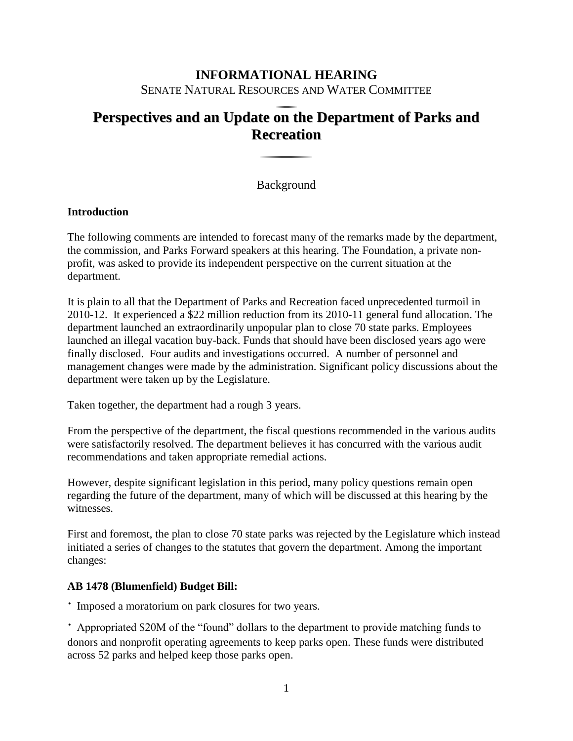# INFORMATIONAL HEARING

SENATE NATURAL RESOURCES AND WATER COMMITTEE

## Perspectives and an Update on the Department of Parks and Recreation

Background

### Introduction

The following comments are intended to forecast many of the remarks made by the department, the commission, and Parks Forward speakers at this hearing. The Foundation, a private non-profit, was asked to provide its independent perspective on the current situation at the department.

It is plain to all that the Department of Parks and Recreation faced unprecedented turmoil in 2010-12. It experienced a $22 million reduction from its 2010-11 general fund allocation. The department launched an extraordinarily unpopular plan to close 70 state parks. Employees launched an illegal vacation buy-back. Funds that should have been disclosed years ago were finally disclosed. Four audits and investigations occurred. A number of personnel and management changes were made by the administration. Significant policy discussions about the department were taken up by the Legislature.

Taken together, the department had a rough 3 years.

From the perspective of the department, the fiscal questions recommended in the various audits were satisfactorily resolved. The department believes it has concurred with the various audit recommendations and taken appropriate remedial actions.

However, despite significant legislation in this period, many policy questions remain open regarding the future of the department, many of which will be discussed at this hearing by the witnesses.

First and foremost, the plan to close 70 state parks was rejected by the Legislature which instead initiated a series of changes to the statutes that govern the department. Among the important changes:

### AB 1478 (Blumenfield) Budget Bill:

- Imposed a moratorium on park closures for two years.
- Appropriated $20M of the "found" dollars to the department to provide matching funds to donors and nonprofit operating agreements to keep parks open. These funds were distributed across 52 parks and helped keep those parks open.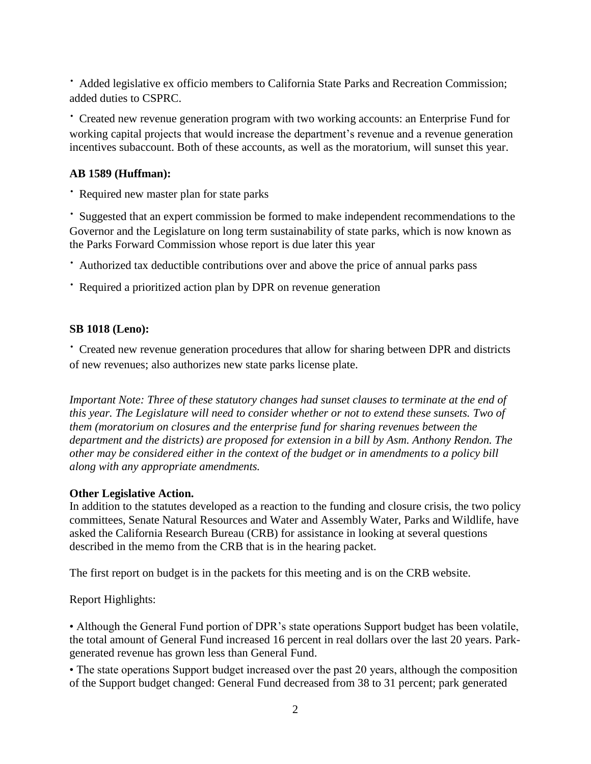- Added legislative ex officio members to California State Parks and Recreation Commission; added duties to CSPRC.
- Created new revenue generation program with two working accounts: an Enterprise Fund for working capital projects that would increase the department's revenue and a revenue generation incentives subaccount. Both of these accounts, as well as the moratorium, will sunset this year.

**AB 1589 (Huffman):**

- Required new master plan for state parks
- Suggested that an expert commission be formed to make independent recommendations to the Governor and the Legislature on long term sustainability of state parks, which is now known as the Parks Forward Commission whose report is due later this year
- Authorized tax deductible contributions over and above the price of annual parks pass
- Required a prioritized action plan by DPR on revenue generation

**SB 1018 (Leno):**

- Created new revenue generation procedures that allow for sharing between DPR and districts of new revenues; also authorizes new state parks license plate.

*Important Note: Three of these statutory changes had sunset clauses to terminate at the end of this year. The Legislature will need to consider whether or not to extend these sunsets. Two of them (moratorium on closures and the enterprise fund for sharing revenues between the department and the districts) are proposed for extension in a bill by Asm. Anthony Rendon. The other may be considered either in the context of the budget or in amendments to a policy bill along with any appropriate amendments.*

**Other Legislative Action.**
In addition to the statutes developed as a reaction to the funding and closure crisis, the two policy committees, Senate Natural Resources and Water and Assembly Water, Parks and Wildlife, have asked the California Research Bureau (CRB) for assistance in looking at several questions described in the memo from the CRB that is in the hearing packet.

The first report on budget is in the packets for this meeting and is on the CRB website.

Report Highlights:

- Although the General Fund portion of DPR's state operations Support budget has been volatile, the total amount of General Fund increased 16 percent in real dollars over the last 20 years. Park-generated revenue has grown less than General Fund.
- The state operations Support budget increased over the past 20 years, although the composition of the Support budget changed: General Fund decreased from 38 to 31 percent; park generated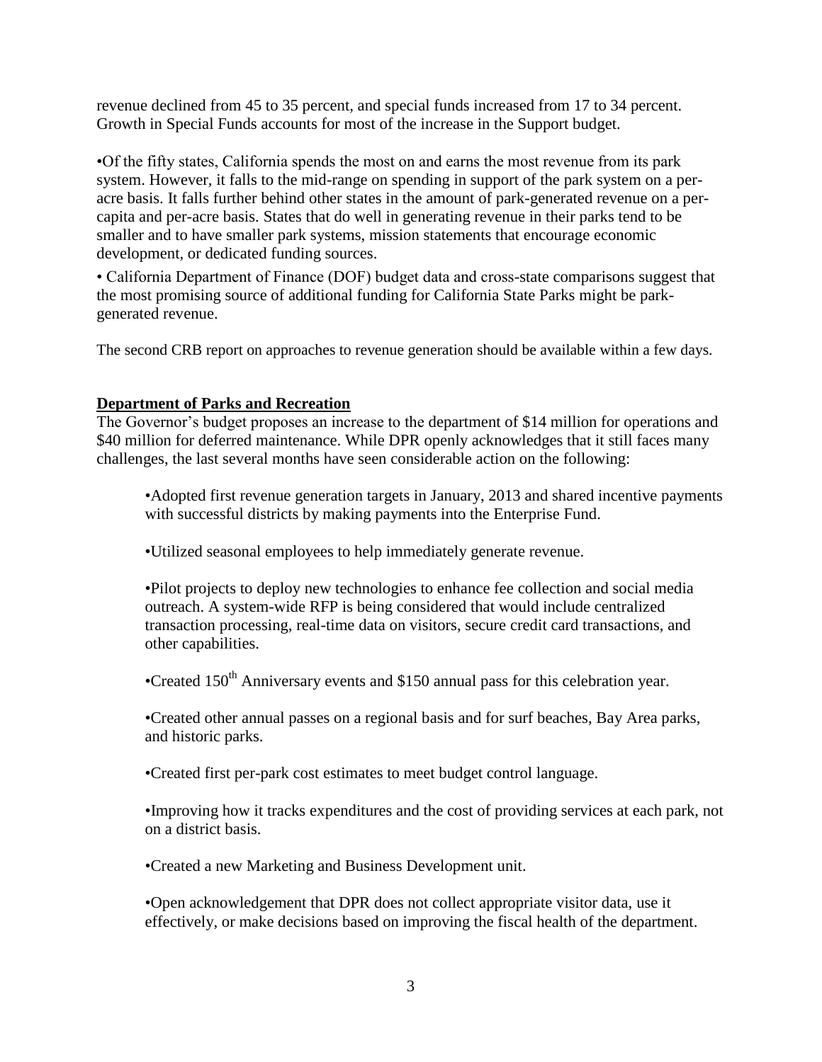revenue declined from 45 to 35 percent, and special funds increased from 17 to 34 percent. Growth in Special Funds accounts for most of the increase in the Support budget.

•Of the fifty states, California spends the most on and earns the most revenue from its park system. However, it falls to the mid-range on spending in support of the park system on a per-acre basis. It falls further behind other states in the amount of park-generated revenue on a per-capita and per-acre basis. States that do well in generating revenue in their parks tend to be smaller and to have smaller park systems, mission statements that encourage economic development, or dedicated funding sources.

• California Department of Finance (DOF) budget data and cross-state comparisons suggest that the most promising source of additional funding for California State Parks might be park-generated revenue.

The second CRB report on approaches to revenue generation should be available within a few days.

**Department of Parks and Recreation**

The Governor's budget proposes an increase to the department of $14 million for operations and $40 million for deferred maintenance. While DPR openly acknowledges that it still faces many challenges, the last several months have seen considerable action on the following:

•Adopted first revenue generation targets in January, 2013 and shared incentive payments with successful districts by making payments into the Enterprise Fund.

•Utilized seasonal employees to help immediately generate revenue.

•Pilot projects to deploy new technologies to enhance fee collection and social media outreach. A system-wide RFP is being considered that would include centralized transaction processing, real-time data on visitors, secure credit card transactions, and other capabilities.

•Created 150th Anniversary events and $150 annual pass for this celebration year.

•Created other annual passes on a regional basis and for surf beaches, Bay Area parks, and historic parks.

•Created first per-park cost estimates to meet budget control language.

•Improving how it tracks expenditures and the cost of providing services at each park, not on a district basis.

•Created a new Marketing and Business Development unit.

•Open acknowledgement that DPR does not collect appropriate visitor data, use it effectively, or make decisions based on improving the fiscal health of the department.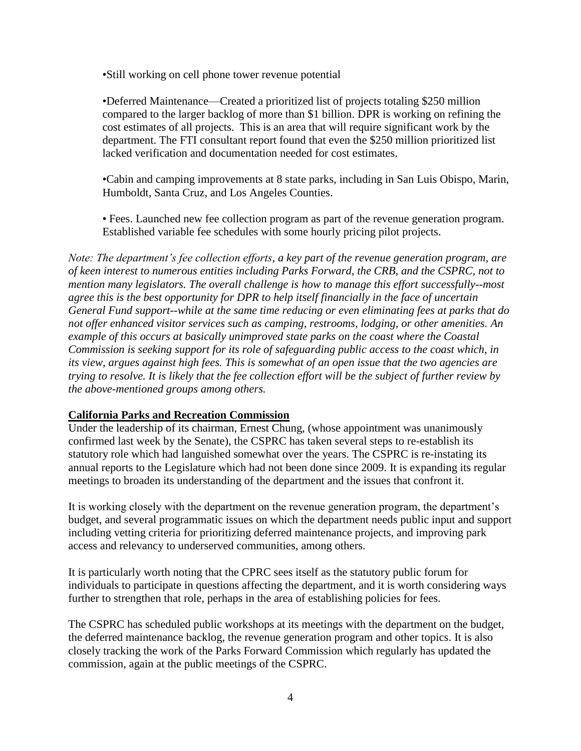•Still working on cell phone tower revenue potential

•Deferred Maintenance—Created a prioritized list of projects totaling $250 million compared to the larger backlog of more than $1 billion. DPR is working on refining the cost estimates of all projects. This is an area that will require significant work by the department. The FTI consultant report found that even the $250 million prioritized list lacked verification and documentation needed for cost estimates.

•Cabin and camping improvements at 8 state parks, including in San Luis Obispo, Marin, Humboldt, Santa Cruz, and Los Angeles Counties.

• Fees. Launched new fee collection program as part of the revenue generation program. Established variable fee schedules with some hourly pricing pilot projects.

*Note: The department's fee collection efforts, a key part of the revenue generation program, are of keen interest to numerous entities including Parks Forward, the CRB, and the CSPRC, not to mention many legislators. The overall challenge is how to manage this effort successfully--most agree this is the best opportunity for DPR to help itself financially in the face of uncertain General Fund support--while at the same time reducing or even eliminating fees at parks that do not offer enhanced visitor services such as camping, restrooms, lodging, or other amenities. An example of this occurs at basically unimproved state parks on the coast where the Coastal Commission is seeking support for its role of safeguarding public access to the coast which, in its view, argues against high fees. This is somewhat of an open issue that the two agencies are trying to resolve. It is likely that the fee collection effort will be the subject of further review by the above-mentioned groups among others.*

**California Parks and Recreation Commission**

Under the leadership of its chairman, Ernest Chung, (whose appointment was unanimously confirmed last week by the Senate), the CSPRC has taken several steps to re-establish its statutory role which had languished somewhat over the years. The CSPRC is re-instating its annual reports to the Legislature which had not been done since 2009. It is expanding its regular meetings to broaden its understanding of the department and the issues that confront it.

It is working closely with the department on the revenue generation program, the department's budget, and several programmatic issues on which the department needs public input and support including vetting criteria for prioritizing deferred maintenance projects, and improving park access and relevancy to underserved communities, among others.

It is particularly worth noting that the CPRC sees itself as the statutory public forum for individuals to participate in questions affecting the department, and it is worth considering ways further to strengthen that role, perhaps in the area of establishing policies for fees.

The CSPRC has scheduled public workshops at its meetings with the department on the budget, the deferred maintenance backlog, the revenue generation program and other topics. It is also closely tracking the work of the Parks Forward Commission which regularly has updated the commission, again at the public meetings of the CSPRC.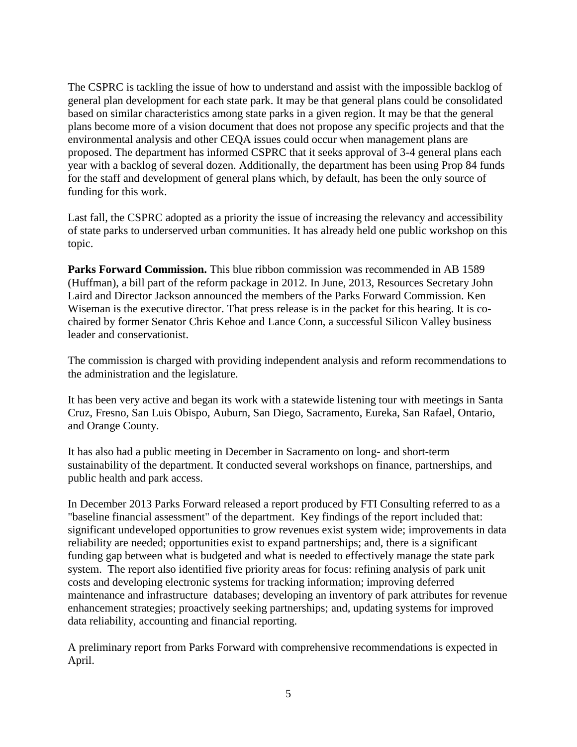The CSPRC is tackling the issue of how to understand and assist with the impossible backlog of general plan development for each state park. It may be that general plans could be consolidated based on similar characteristics among state parks in a given region. It may be that the general plans become more of a vision document that does not propose any specific projects and that the environmental analysis and other CEQA issues could occur when management plans are proposed. The department has informed CSPRC that it seeks approval of 3-4 general plans each year with a backlog of several dozen. Additionally, the department has been using Prop 84 funds for the staff and development of general plans which, by default, has been the only source of funding for this work.

Last fall, the CSPRC adopted as a priority the issue of increasing the relevancy and accessibility of state parks to underserved urban communities. It has already held one public workshop on this topic.

**Parks Forward Commission.** This blue ribbon commission was recommended in AB 1589 (Huffman), a bill part of the reform package in 2012. In June, 2013, Resources Secretary John Laird and Director Jackson announced the members of the Parks Forward Commission. Ken Wiseman is the executive director. That press release is in the packet for this hearing. It is co-chaired by former Senator Chris Kehoe and Lance Conn, a successful Silicon Valley business leader and conservationist.

The commission is charged with providing independent analysis and reform recommendations to the administration and the legislature.

It has been very active and began its work with a statewide listening tour with meetings in Santa Cruz, Fresno, San Luis Obispo, Auburn, San Diego, Sacramento, Eureka, San Rafael, Ontario, and Orange County.

It has also had a public meeting in December in Sacramento on long- and short-term sustainability of the department. It conducted several workshops on finance, partnerships, and public health and park access.

In December 2013 Parks Forward released a report produced by FTI Consulting referred to as a "baseline financial assessment" of the department. Key findings of the report included that: significant undeveloped opportunities to grow revenues exist system wide; improvements in data reliability are needed; opportunities exist to expand partnerships; and, there is a significant funding gap between what is budgeted and what is needed to effectively manage the state park system. The report also identified five priority areas for focus: refining analysis of park unit costs and developing electronic systems for tracking information; improving deferred maintenance and infrastructure databases; developing an inventory of park attributes for revenue enhancement strategies; proactively seeking partnerships; and, updating systems for improved data reliability, accounting and financial reporting.

A preliminary report from Parks Forward with comprehensive recommendations is expected in April.